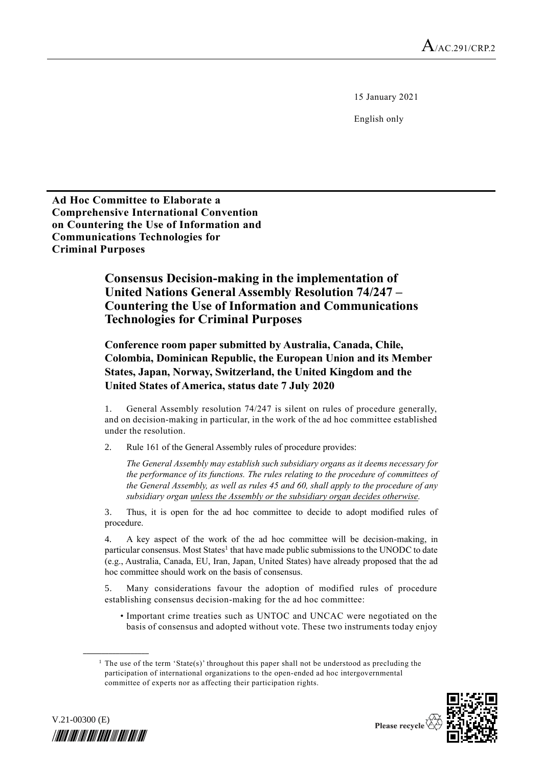15 January 2021

English only

**Ad Hoc Committee to Elaborate a Comprehensive International Convention on Countering the Use of Information and Communications Technologies for Criminal Purposes**

# Consensus Decision-making in the implementation of United Nations General Assembly Resolution 74/247 – Countering the Use of Information and Communications Technologies for Criminal Purposes

## Conference room paper submitted by Australia, Canada, Chile, Colombia, Dominican Republic, the European Union and its Member States, Japan, Norway, Switzerland, the United Kingdom and the United States of America, status date 7 July 2020

1. General Assembly resolution 74/247 is silent on rules of procedure generally, and on decision-making in particular, in the work of the ad hoc committee established under the resolution.

2. Rule 161 of the General Assembly rules of procedure provides:

   *The General Assembly may establish such subsidiary organs as it deems necessary for the performance of its functions. The rules relating to the procedure of committees of the General Assembly, as well as rules 45 and 60, shall apply to the procedure of any subsidiary organ unless the Assembly or the subsidiary organ decides otherwise.*

3. Thus, it is open for the ad hoc committee to decide to adopt modified rules of procedure.

4. A key aspect of the work of the ad hoc committee will be decision-making, in particular consensus. Most States[1] that have made public submissions to the UNODC to date (e.g., Australia, Canada, EU, Iran, Japan, United States) have already proposed that the ad hoc committee should work on the basis of consensus.

5. Many considerations favour the adoption of modified rules of procedure establishing consensus decision-making for the ad hoc committee:

   - Important crime treaties such as UNTOC and UNCAC were negotiated on the basis of consensus and adopted without vote. These two instruments today enjoy

[1] The use of the term 'State(s)' throughout this paper shall not be understood as precluding the participation of international organizations to the open-ended ad hoc intergovernmental committee of experts nor as affecting their participation rights.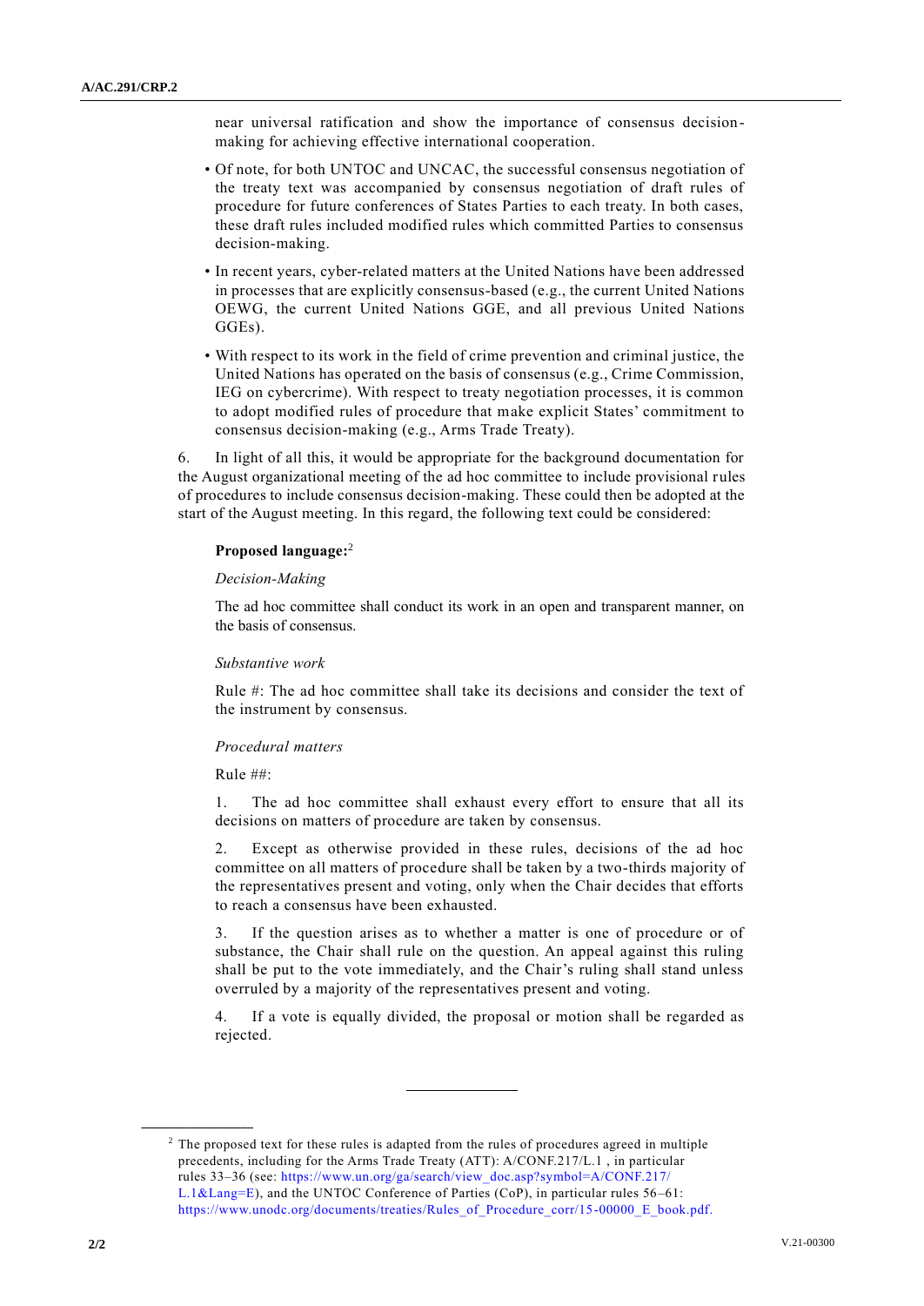near universal ratification and show the importance of consensus decision-making for achieving effective international cooperation.

- Of note, for both UNTOC and UNCAC, the successful consensus negotiation of the treaty text was accompanied by consensus negotiation of draft rules of procedure for future conferences of States Parties to each treaty. In both cases, these draft rules included modified rules which committed Parties to consensus decision-making.
- In recent years, cyber-related matters at the United Nations have been addressed in processes that are explicitly consensus-based (e.g., the current United Nations OEWG, the current United Nations GGE, and all previous United Nations GGEs).
- With respect to its work in the field of crime prevention and criminal justice, the United Nations has operated on the basis of consensus (e.g., Crime Commission, IEG on cybercrime). With respect to treaty negotiation processes, it is common to adopt modified rules of procedure that make explicit States' commitment to consensus decision-making (e.g., Arms Trade Treaty).

6. In light of all this, it would be appropriate for the background documentation for the August organizational meeting of the ad hoc committee to include provisional rules of procedures to include consensus decision-making. These could then be adopted at the start of the August meeting. In this regard, the following text could be considered:

**Proposed language:**[2]

*Decision-Making*

The ad hoc committee shall conduct its work in an open and transparent manner, on the basis of consensus.

*Substantive work*

Rule #: The ad hoc committee shall take its decisions and consider the text of the instrument by consensus.

*Procedural matters*

Rule ##:

1. The ad hoc committee shall exhaust every effort to ensure that all its decisions on matters of procedure are taken by consensus.

2. Except as otherwise provided in these rules, decisions of the ad hoc committee on all matters of procedure shall be taken by a two-thirds majority of the representatives present and voting, only when the Chair decides that efforts to reach a consensus have been exhausted.

3. If the question arises as to whether a matter is one of procedure or of substance, the Chair shall rule on the question. An appeal against this ruling shall be put to the vote immediately, and the Chair's ruling shall stand unless overruled by a majority of the representatives present and voting.

4. If a vote is equally divided, the proposal or motion shall be regarded as rejected.

---

[2] The proposed text for these rules is adapted from the rules of procedures agreed in multiple precedents, including for the Arms Trade Treaty (ATT): A/CONF.217/L.1 , in particular rules 33–36 (see: https://www.un.org/ga/search/view_doc.asp?symbol=A/CONF.217/L.1&Lang=E), and the UNTOC Conference of Parties (CoP), in particular rules 56–61: https://www.unodc.org/documents/treaties/Rules_of_Procedure_corr/15-00000_E_book.pdf.